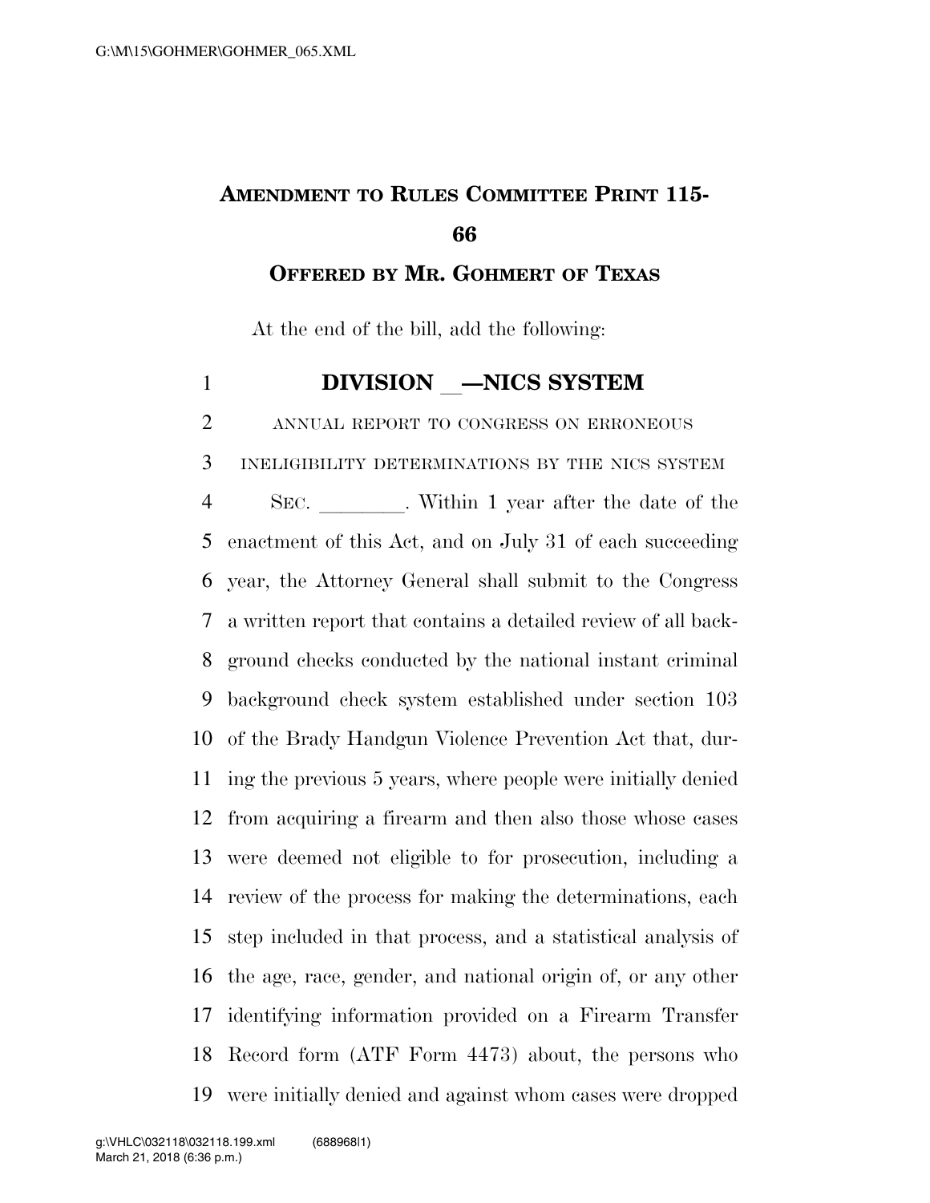# AMENDMENT TO RULES COMMITTEE PRINT 115-66

## OFFERED BY MR. GOHMERT OF TEXAS

At the end of the bill, add the following:

## DIVISION __—NICS SYSTEM

ANNUAL REPORT TO CONGRESS ON ERRONEOUS INELIGIBILITY DETERMINATIONS BY THE NICS SYSTEM

SEC. ________. Within 1 year after the date of the enactment of this Act, and on July 31 of each succeeding year, the Attorney General shall submit to the Congress a written report that contains a detailed review of all background checks conducted by the national instant criminal background check system established under section 103 of the Brady Handgun Violence Prevention Act that, during the previous 5 years, where people were initially denied from acquiring a firearm and then also those whose cases were deemed not eligible to for prosecution, including a review of the process for making the determinations, each step included in that process, and a statistical analysis of the age, race, gender, and national origin of, or any other identifying information provided on a Firearm Transfer Record form (ATF Form 4473) about, the persons who were initially denied and against whom cases were dropped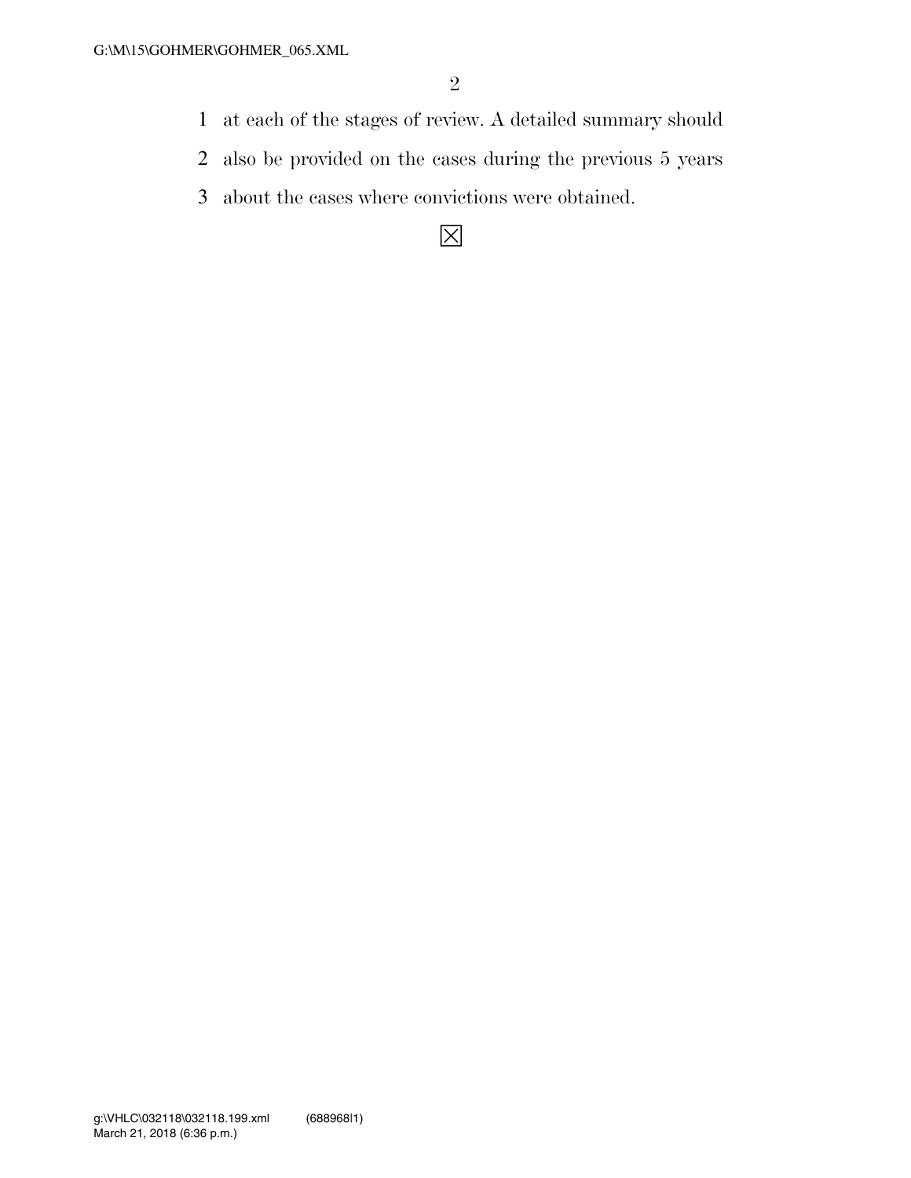at each of the stages of review. A detailed summary should also be provided on the cases during the previous 5 years about the cases where convictions were obtained.

☒